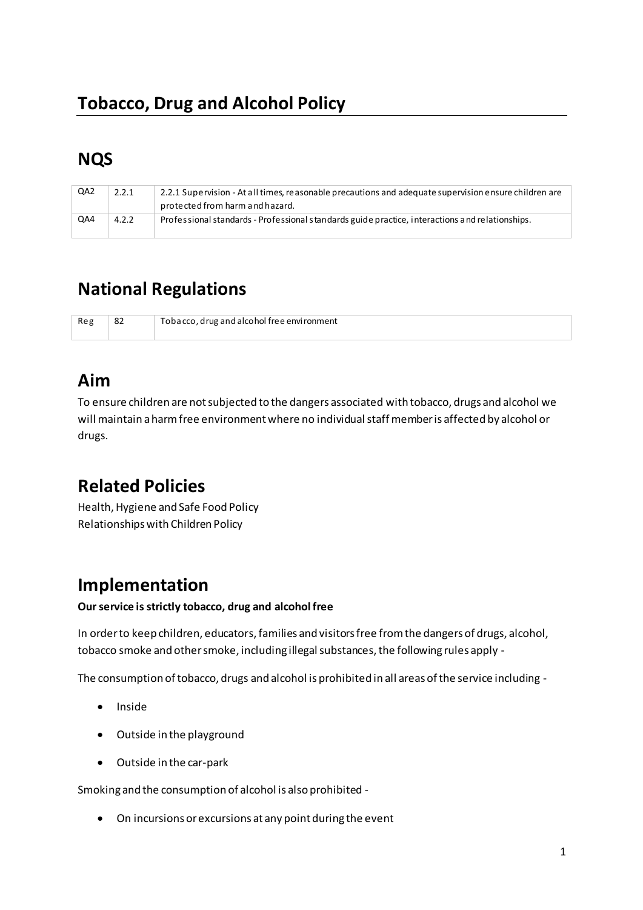# Tobacco, Drug and Alcohol Policy

## NQS

| | | |
|---|---|---|
| QA2 | 2.2.1 | 2.2.1 Supervision - At all times, reasonable precautions and adequate supervision ensure children are protected from harm and hazard. |
| QA4 | 4.2.2 | Professional standards - Professional standards guide practice, interactions and relationships. |

## National Regulations

| | | |
|---|---|---|
| Reg | 82 | Tobacco, drug and alcohol free environment |

## Aim

To ensure children are not subjected to the dangers associated with tobacco, drugs and alcohol we will maintain a harm free environment where no individual staff member is affected by alcohol or drugs.

## Related Policies

Health, Hygiene and Safe Food Policy
Relationships with Children Policy

## Implementation

**Our service is strictly tobacco, drug and alcohol free**

In order to keep children, educators, families and visitors free from the dangers of drugs, alcohol, tobacco smoke and other smoke, including illegal substances, the following rules apply -

The consumption of tobacco, drugs and alcohol is prohibited in all areas of the service including -

- Inside
- Outside in the playground
- Outside in the car-park

Smoking and the consumption of alcohol is also prohibited -

- On incursions or excursions at any point during the event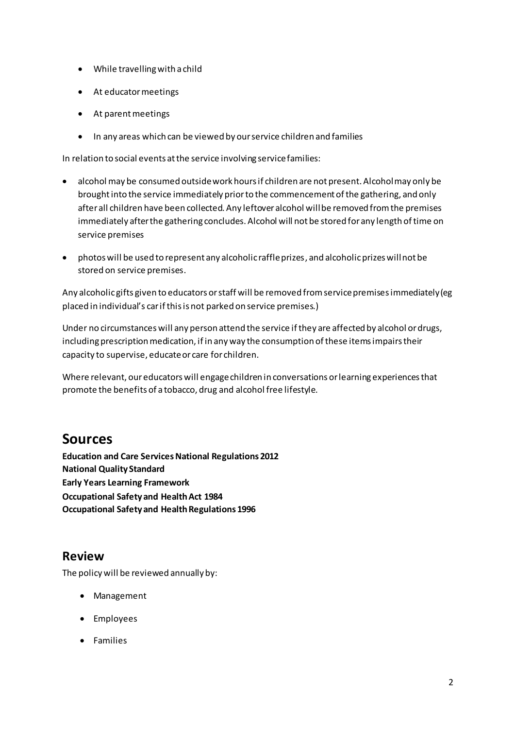- While travelling with a child
- At educator meetings
- At parent meetings
- In any areas which can be viewed by our service children and families

In relation to social events at the service involving service families:

- alcohol may be consumed outside work hours if children are not present. Alcohol may only be brought into the service immediately prior to the commencement of the gathering, and only after all children have been collected. Any leftover alcohol will be removed from the premises immediately after the gathering concludes. Alcohol will not be stored for any length of time on service premises
- photos will be used to represent any alcoholic raffle prizes, and alcoholic prizes will not be stored on service premises.

Any alcoholic gifts given to educators or staff will be removed from service premises immediately (eg placed in individual's car if this is not parked on service premises.)

Under no circumstances will any person attend the service if they are affected by alcohol or drugs, including prescription medication, if in any way the consumption of these items impairs their capacity to supervise, educate or care for children.

Where relevant, our educators will engage children in conversations or learning experiences that promote the benefits of a tobacco, drug and alcohol free lifestyle.

# Sources

**Education and Care Services National Regulations 2012**
**National Quality Standard**
**Early Years Learning Framework**
**Occupational Safety and Health Act 1984**
**Occupational Safety and Health Regulations 1996**

## Review

The policy will be reviewed annually by:

- Management
- Employees
- Families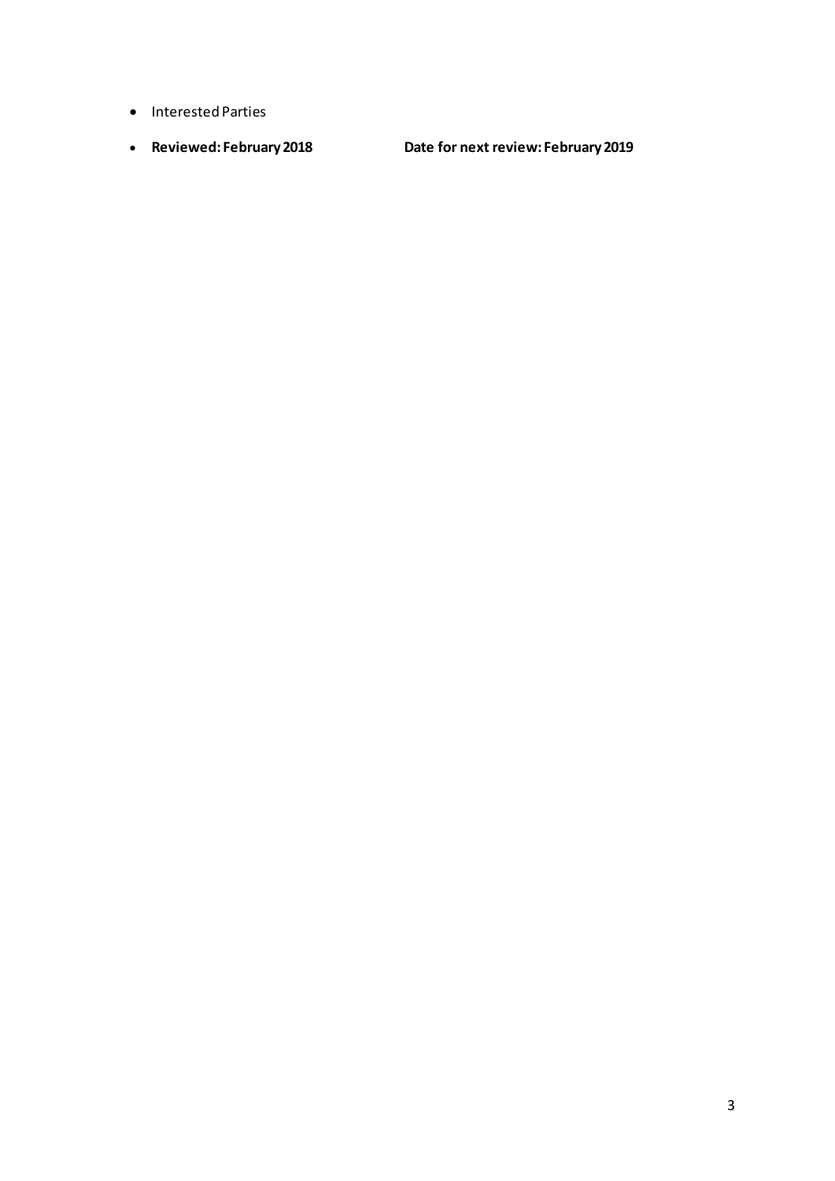- Interested Parties
- **Reviewed: February 2018** **Date for next review: February 2019**